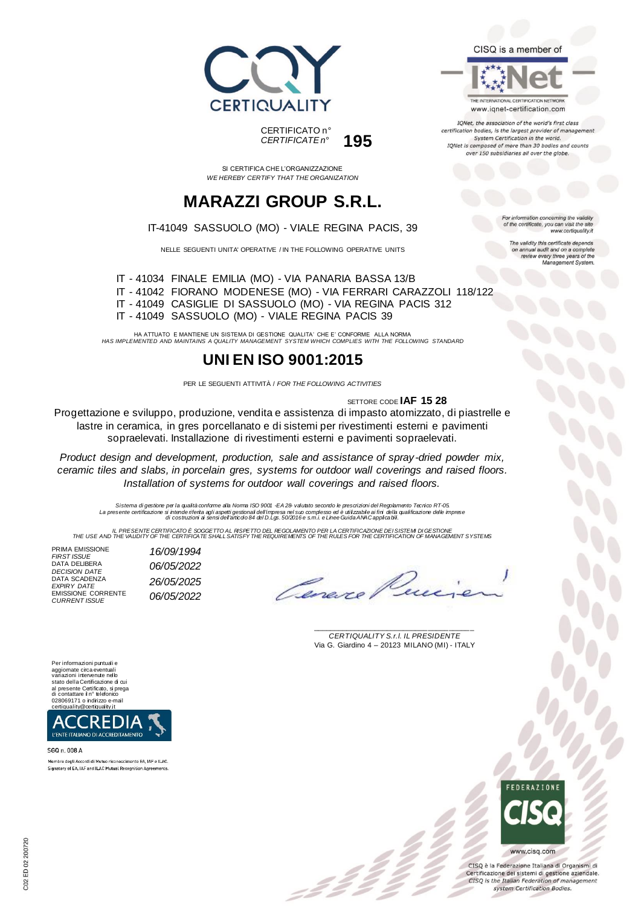CERTIQUALITY

CERTIFICATO n°
*CERTIFICATE n°* **195**

SI CERTIFICA CHE L'ORGANIZZAZIONE
*WE HEREBY CERTIFY THAT THE ORGANIZATION*

# MARAZZI GROUP S.R.L.

IT-41049 SASSUOLO (MO) - VIALE REGINA PACIS, 39

NELLE SEGUENTI UNITA' OPERATIVE / IN THE FOLLOWING OPERATIVE UNITS

IT - 41034 FINALE EMILIA (MO) - VIA PANARIA BASSA 13/B
IT - 41042 FIORANO MODENESE (MO) - VIA FERRARI CARAZZOLI 118/122
IT - 41049 CASIGLIE DI SASSUOLO (MO) - VIA REGINA PACIS 312
IT - 41049 SASSUOLO (MO) - VIALE REGINA PACIS 39

HA ATTUATO E MANTIENE UN SISTEMA DI GESTIONE QUALITA' CHE E' CONFORME ALLA NORMA
*HAS IMPLEMENTED AND MAINTAINS A QUALITY MANAGEMENT SYSTEM WHICH COMPLIES WITH THE FOLLOWING STANDARD*

# UNI EN ISO 9001:2015

PER LE SEGUENTI ATTIVITÀ / *FOR THE FOLLOWING ACTIVITIES*

SETTORE CODE **IAF 15 28**

Progettazione e sviluppo, produzione, vendita e assistenza di impasto atomizzato, di piastrelle e lastre in ceramica, in gres porcellanato e di sistemi per rivestimenti esterni e pavimenti sopraelevati. Installazione di rivestimenti esterni e pavimenti sopraelevati.

*Product design and development, production, sale and assistance of spray-dried powder mix, ceramic tiles and slabs, in porcelain gres, systems for outdoor wall coverings and raised floors. Installation of systems for outdoor wall coverings and raised floors.*

*Sistema di gestione per la qualità conforme alla Norma ISO 9001 -EA 28- valutato secondo le prescrizioni del Regolamento Tecnico RT-05. La presente certificazione si intende riferita agli aspetti gestionali dell'impresa nel suo complesso ed è utilizzabile ai fini della qualificazione delle imprese di costruzioni ai sensi dell'articolo 84 del D.Lgs. 50/2016 e s.m.i. e Linee Guida ANAC applicabili.*

*IL PRESENTE CERTIFICATO È SOGGETTO AL RISPETTO DEL REGOLAMENTO PER LA CERTIFICAZIONE DEI SISTEMI DI GESTIONE*
*THE USE AND THE VALIDITY OF THE CERTIFICATE SHALL SATISFY THE REQUIREMENTS OF THE RULES FOR THE CERTIFICATION OF MANAGEMENT SYSTEMS*

| | |
|---|---|
| PRIMA EMISSIONE *FIRST ISSUE* | *16/09/1994* |
| DATA DELIBERA *DECISION DATE* | *06/05/2022* |
| DATA SCADENZA *EXPIRY DATE* | *26/05/2025* |
| EMISSIONE CORRENTE *CURRENT ISSUE* | *06/05/2022* |

*CERTIQUALITY S.r.l. IL PRESIDENTE*
Via G. Giardino 4 – 20123 MILANO (MI) - ITALY

CISQ is a member of IQNet
THE INTERNATIONAL CERTIFICATION NETWORK
www.iqnet-certification.com

*IQNet, the association of the world's first class certification bodies, is the largest provider of management System Certification in the world. IQNet is composed of more than 30 bodies and counts over 150 subsidiaries all over the globe.*

*For information concerning the validity of the certificate, you can visit the site www.certiquality.it*

*The validity this certificate depends on annual audit and on a complete review every three years of the Management System.*

Per informazioni puntuali e aggiornate circa eventuali variazioni intervenute nello stato della Certificazione di cui al presente Certificato, si prega di contattare il n° telefonico 028069171 o indirizzo e-mail certiquality@certiquality.it

ACCREDIA
L'ENTE ITALIANO DI ACCREDITAMENTO

SGQ n. 008 A

Membro degli Accordi di Mutuo riconoscimento EA, IAF e ILAC.
Signatory of EA, IAF and ILAC Mutual Recognition Agreements.

FEDERAZIONE CISQ
www.cisq.com

CISQ è la Federazione Italiana di Organismi di Certificazione dei sistemi di gestione aziendale.
*CISQ is the Italian Federation of management system Certification Bodies.*

C02 ED 02 200720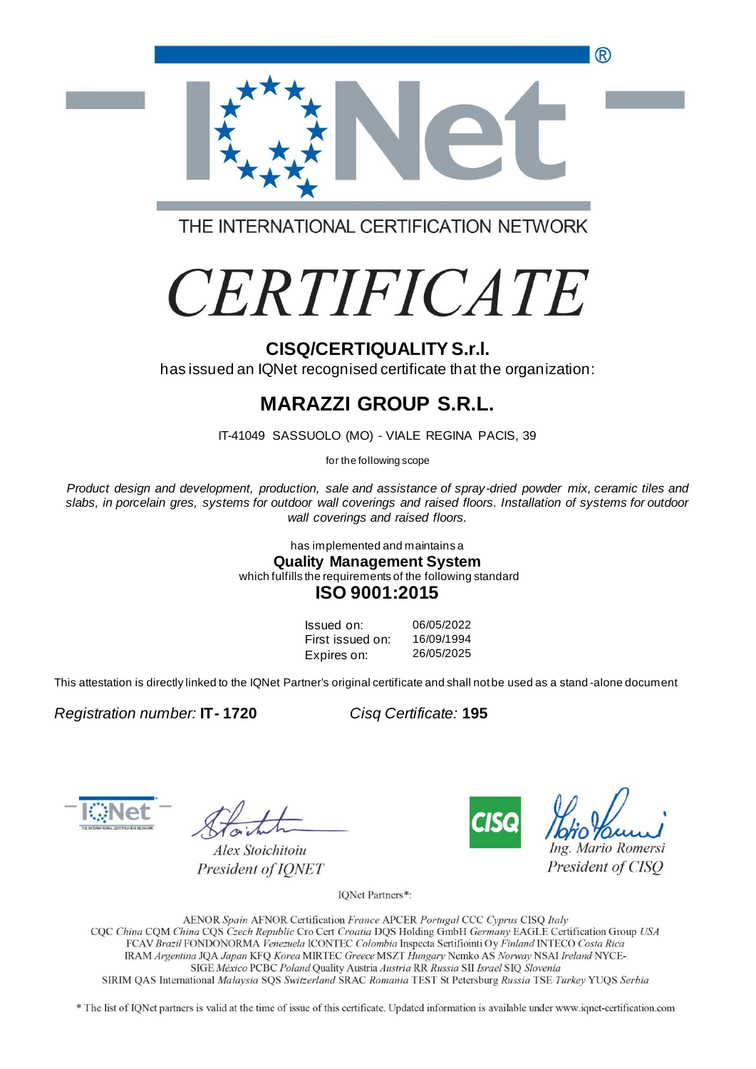THE INTERNATIONAL CERTIFICATION NETWORK

# CERTIFICATE

## CISQ/CERTIQUALITY S.r.l.

has issued an IQNet recognised certificate that the organization:

## MARAZZI GROUP S.R.L.

IT-41049 SASSUOLO (MO) - VIALE REGINA PACIS, 39

for the following scope

*Product design and development, production, sale and assistance of spray-dried powder mix, ceramic tiles and slabs, in porcelain gres, systems for outdoor wall coverings and raised floors. Installation of systems for outdoor wall coverings and raised floors.*

has implemented and maintains a

**Quality Management System**

which fulfills the requirements of the following standard

## ISO 9001:2015

| | |
|---|---|
| Issued on: | 06/05/2022 |
| First issued on: | 16/09/1994 |
| Expires on: | 26/05/2025 |

This attestation is directly linked to the IQNet Partner's original certificate and shall not be used as a stand-alone document

*Registration number:* **IT- 1720** *Cisq Certificate:* **195**

*Alex Stoichitoiu*
*President of IQNET*

*Ing. Mario Romersi*
*President of CISQ*

IQNet Partners*:

AENOR *Spain* AFNOR Certification *France* APCER *Portugal* CCC *Cyprus* CISQ *Italy*
CQC *China* CQM *China* CQS *Czech Republic* Cro Cert *Croatia* DQS Holding GmbH *Germany* EAGLE Certification Group *USA*
FCAV *Brazil* FONDONORMA *Venezuela* ICONTEC *Colombia* Inspecta Sertifiointi Oy *Finland* INTECO *Costa Rica*
IRAM *Argentina* JQA *Japan* KFQ *Korea* MIRTEC *Greece* MSZT *Hungary* Nemko AS *Norway* NSAI *Ireland* NYCE-SIGE *México* PCBC *Poland* Quality Austria *Austria* RR *Russia* SII *Israel* SIQ *Slovenia*
SIRIM QAS International *Malaysia* SQS *Switzerland* SRAC *Romania* TEST St Petersburg *Russia* TSE *Turkey* YUQS *Serbia*

* The list of IQNet partners is valid at the time of issue of this certificate. Updated information is available under www.iqnet-certification.com